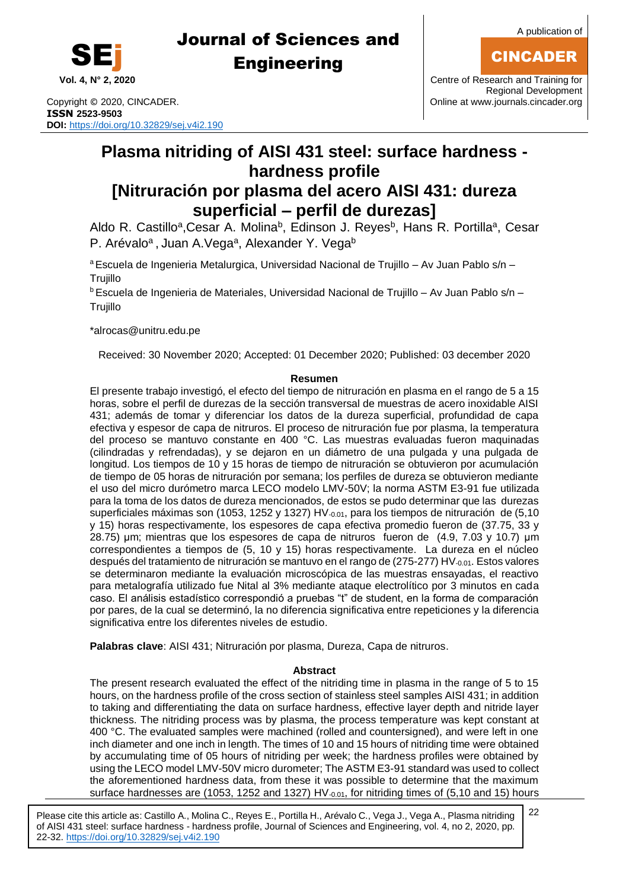# Plasma nitriding of AISI 431 steel: surface hardness - hardness profile

# [Nitruración por plasma del acero AISI 431: dureza superficial – perfil de durezas]

Aldo R. Castillo[a], Cesar A. Molina[b], Edinson J. Reyes[b], Hans R. Portilla[a], Cesar P. Arévalo[a], Juan A.Vega[a], Alexander Y. Vega[b]

[a] Escuela de Ingenieria Metalurgica, Universidad Nacional de Trujillo – Av Juan Pablo s/n – Trujillo

[b] Escuela de Ingenieria de Materiales, Universidad Nacional de Trujillo – Av Juan Pablo s/n – Trujillo

*alrocas@unitru.edu.pe

Received: 30 November 2020; Accepted: 01 December 2020; Published: 03 december 2020

## Resumen

El presente trabajo investigó, el efecto del tiempo de nitruración en plasma en el rango de 5 a 15 horas, sobre el perfil de durezas de la sección transversal de muestras de acero inoxidable AISI 431; además de tomar y diferenciar los datos de la dureza superficial, profundidad de capa efectiva y espesor de capa de nitruros. El proceso de nitruración fue por plasma, la temperatura del proceso se mantuvo constante en 400 °C. Las muestras evaluadas fueron maquinadas (cilindradas y refrendadas), y se dejaron en un diámetro de una pulgada y una pulgada de longitud. Los tiempos de 10 y 15 horas de tiempo de nitruración se obtuvieron por acumulación de tiempo de 05 horas de nitruración por semana; los perfiles de dureza se obtuvieron mediante el uso del micro durómetro marca LECO modelo LMV-50V; la norma ASTM E3-91 fue utilizada para la toma de los datos de dureza mencionados, de estos se pudo determinar que las durezas superficiales máximas son (1053, 1252 y 1327) $HV_{-0.01}$, para los tiempos de nitruración de (5,10 y 15) horas respectivamente, los espesores de capa efectiva promedio fueron de (37.75, 33 y 28.75) µm; mientras que los espesores de capa de nitruros fueron de (4.9, 7.03 y 10.7) µm correspondientes a tiempos de (5, 10 y 15) horas respectivamente. La dureza en el núcleo después del tratamiento de nitruración se mantuvo en el rango de (275-277) $HV_{-0.01}$. Estos valores se determinaron mediante la evaluación microscópica de las muestras ensayadas, el reactivo para metalografía utilizado fue Nital al 3% mediante ataque electrolítico por 3 minutos en cada caso. El análisis estadístico correspondió a pruebas "t" de student, en la forma de comparación por pares, de la cual se determinó, la no diferencia significativa entre repeticiones y la diferencia significativa entre los diferentes niveles de estudio.

**Palabras clave**: AISI 431; Nitruración por plasma, Dureza, Capa de nitruros.

## Abstract

The present research evaluated the effect of the nitriding time in plasma in the range of 5 to 15 hours, on the hardness profile of the cross section of stainless steel samples AISI 431; in addition to taking and differentiating the data on surface hardness, effective layer depth and nitride layer thickness. The nitriding process was by plasma, the process temperature was kept constant at 400 °C. The evaluated samples were machined (rolled and countersigned), and were left in one inch diameter and one inch in length. The times of 10 and 15 hours of nitriding time were obtained by accumulating time of 05 hours of nitriding per week; the hardness profiles were obtained by using the LECO model LMV-50V micro durometer; The ASTM E3-91 standard was used to collect the aforementioned hardness data, from these it was possible to determine that the maximum surface hardnesses are (1053, 1252 and 1327) $HV_{-0.01}$, for nitriding times of (5,10 and 15) hours

Please cite this article as: Castillo A., Molina C., Reyes E., Portilla H., Arévalo C., Vega J., Vega A., Plasma nitriding of AISI 431 steel: surface hardness - hardness profile, Journal of Sciences and Engineering, vol. 4, no 2, 2020, pp. 22-32. https://doi.org/10.32829/sej.v4i2.190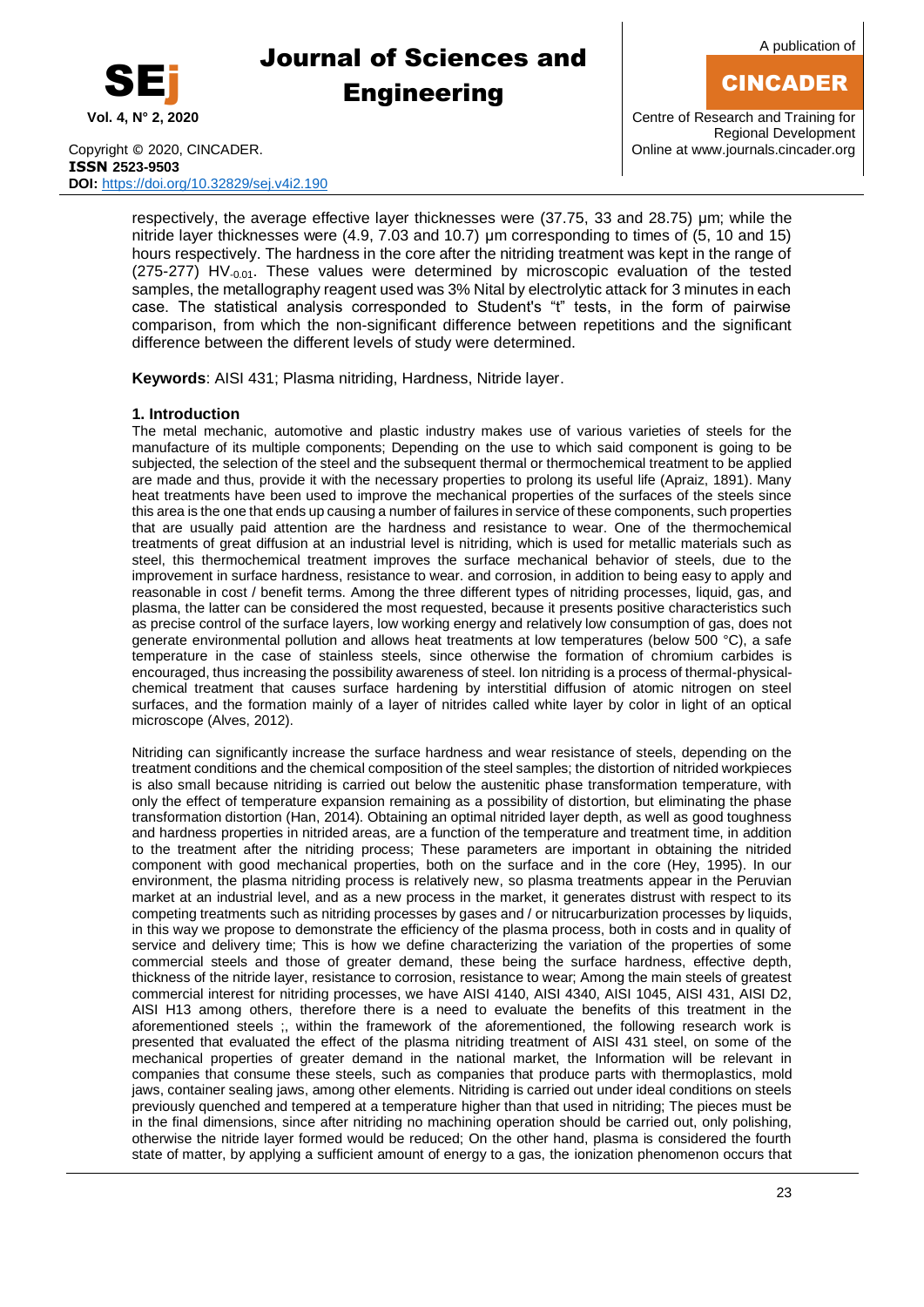respectively, the average effective layer thicknesses were (37.75, 33 and 28.75) µm; while the nitride layer thicknesses were (4.9, 7.03 and 10.7) µm corresponding to times of (5, 10 and 15) hours respectively. The hardness in the core after the nitriding treatment was kept in the range of (275-277) $HV_{-0.01}$. These values were determined by microscopic evaluation of the tested samples, the metallography reagent used was 3% Nital by electrolytic attack for 3 minutes in each case. The statistical analysis corresponded to Student's "t" tests, in the form of pairwise comparison, from which the non-significant difference between repetitions and the significant difference between the different levels of study were determined.

**Keywords**: AISI 431; Plasma nitriding, Hardness, Nitride layer.

## 1. Introduction

The metal mechanic, automotive and plastic industry makes use of various varieties of steels for the manufacture of its multiple components; Depending on the use to which said component is going to be subjected, the selection of the steel and the subsequent thermal or thermochemical treatment to be applied are made and thus, provide it with the necessary properties to prolong its useful life (Apraiz, 1891). Many heat treatments have been used to improve the mechanical properties of the surfaces of the steels since this area is the one that ends up causing a number of failures in service of these components, such properties that are usually paid attention are the hardness and resistance to wear. One of the thermochemical treatments of great diffusion at an industrial level is nitriding, which is used for metallic materials such as steel, this thermochemical treatment improves the surface mechanical behavior of steels, due to the improvement in surface hardness, resistance to wear. and corrosion, in addition to being easy to apply and reasonable in cost / benefit terms. Among the three different types of nitriding processes, liquid, gas, and plasma, the latter can be considered the most requested, because it presents positive characteristics such as precise control of the surface layers, low working energy and relatively low consumption of gas, does not generate environmental pollution and allows heat treatments at low temperatures (below 500 °C), a safe temperature in the case of stainless steels, since otherwise the formation of chromium carbides is encouraged, thus increasing the possibility awareness of steel. Ion nitriding is a process of thermal-physical-chemical treatment that causes surface hardening by interstitial diffusion of atomic nitrogen on steel surfaces, and the formation mainly of a layer of nitrides called white layer by color in light of an optical microscope (Alves, 2012).

Nitriding can significantly increase the surface hardness and wear resistance of steels, depending on the treatment conditions and the chemical composition of the steel samples; the distortion of nitrided workpieces is also small because nitriding is carried out below the austenitic phase transformation temperature, with only the effect of temperature expansion remaining as a possibility of distortion, but eliminating the phase transformation distortion (Han, 2014). Obtaining an optimal nitrided layer depth, as well as good toughness and hardness properties in nitrided areas, are a function of the temperature and treatment time, in addition to the treatment after the nitriding process; These parameters are important in obtaining the nitrided component with good mechanical properties, both on the surface and in the core (Hey, 1995). In our environment, the plasma nitriding process is relatively new, so plasma treatments appear in the Peruvian market at an industrial level, and as a new process in the market, it generates distrust with respect to its competing treatments such as nitriding processes by gases and / or nitrucarburization processes by liquids, in this way we propose to demonstrate the efficiency of the plasma process, both in costs and in quality of service and delivery time; This is how we define characterizing the variation of the properties of some commercial steels and those of greater demand, these being the surface hardness, effective depth, thickness of the nitride layer, resistance to corrosion, resistance to wear; Among the main steels of greatest commercial interest for nitriding processes, we have AISI 4140, AISI 4340, AISI 1045, AISI 431, AISI D2, AISI H13 among others, therefore there is a need to evaluate the benefits of this treatment in the aforementioned steels ;, within the framework of the aforementioned, the following research work is presented that evaluated the effect of the plasma nitriding treatment of AISI 431 steel, on some of the mechanical properties of greater demand in the national market, the Information will be relevant in companies that consume these steels, such as companies that produce parts with thermoplastics, mold jaws, container sealing jaws, among other elements. Nitriding is carried out under ideal conditions on steels previously quenched and tempered at a temperature higher than that used in nitriding; The pieces must be in the final dimensions, since after nitriding no machining operation should be carried out, only polishing, otherwise the nitride layer formed would be reduced; On the other hand, plasma is considered the fourth state of matter, by applying a sufficient amount of energy to a gas, the ionization phenomenon occurs that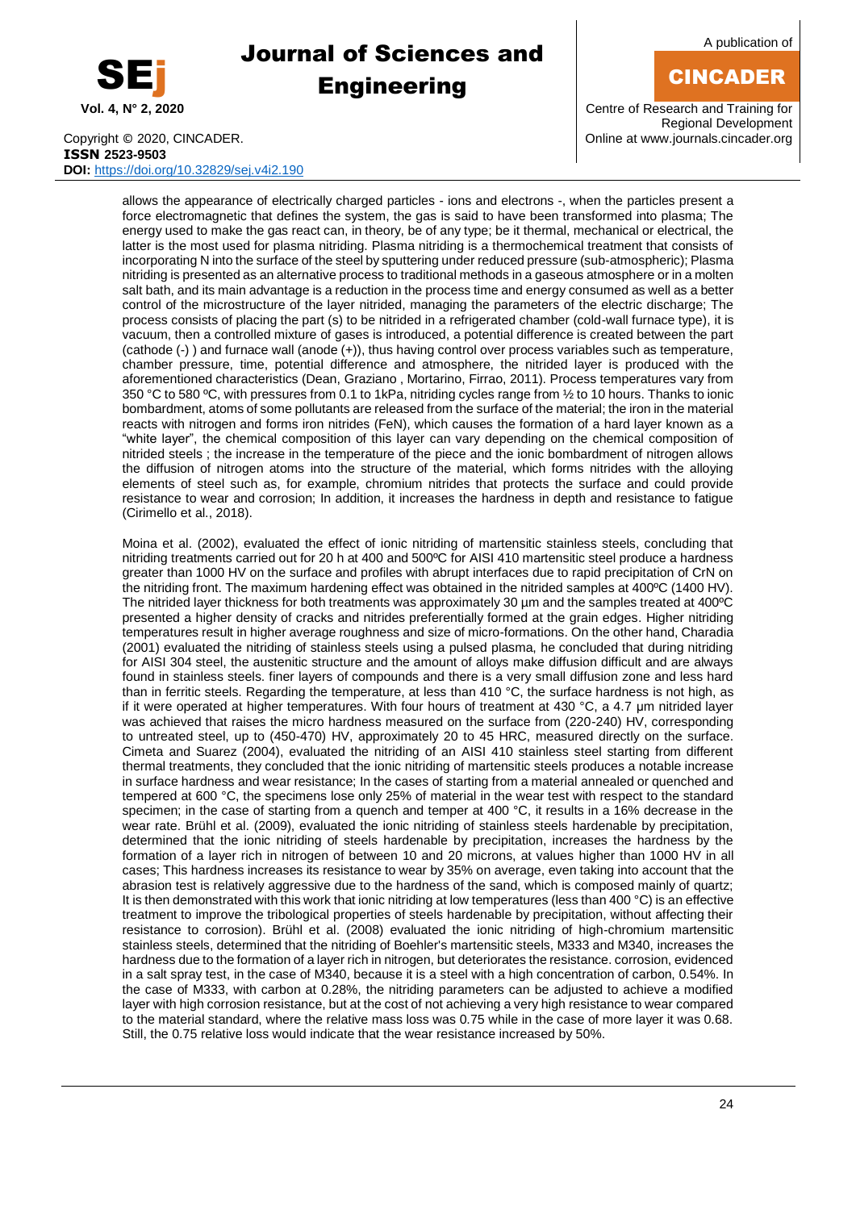allows the appearance of electrically charged particles - ions and electrons -, when the particles present a force electromagnetic that defines the system, the gas is said to have been transformed into plasma; The energy used to make the gas react can, in theory, be of any type; be it thermal, mechanical or electrical, the latter is the most used for plasma nitriding. Plasma nitriding is a thermochemical treatment that consists of incorporating N into the surface of the steel by sputtering under reduced pressure (sub-atmospheric); Plasma nitriding is presented as an alternative process to traditional methods in a gaseous atmosphere or in a molten salt bath, and its main advantage is a reduction in the process time and energy consumed as well as a better control of the microstructure of the layer nitrided, managing the parameters of the electric discharge; The process consists of placing the part (s) to be nitrided in a refrigerated chamber (cold-wall furnace type), it is vacuum, then a controlled mixture of gases is introduced, a potential difference is created between the part (cathode (-) ) and furnace wall (anode (+)), thus having control over process variables such as temperature, chamber pressure, time, potential difference and atmosphere, the nitrided layer is produced with the aforementioned characteristics (Dean, Graziano , Mortarino, Firrao, 2011). Process temperatures vary from 350 °C to 580 ºC, with pressures from 0.1 to 1kPa, nitriding cycles range from ½ to 10 hours. Thanks to ionic bombardment, atoms of some pollutants are released from the surface of the material; the iron in the material reacts with nitrogen and forms iron nitrides (FeN), which causes the formation of a hard layer known as a "white layer", the chemical composition of this layer can vary depending on the chemical composition of nitrided steels ; the increase in the temperature of the piece and the ionic bombardment of nitrogen allows the diffusion of nitrogen atoms into the structure of the material, which forms nitrides with the alloying elements of steel such as, for example, chromium nitrides that protects the surface and could provide resistance to wear and corrosion; In addition, it increases the hardness in depth and resistance to fatigue (Cirimello et al., 2018).

Moina et al. (2002), evaluated the effect of ionic nitriding of martensitic stainless steels, concluding that nitriding treatments carried out for 20 h at 400 and 500ºC for AISI 410 martensitic steel produce a hardness greater than 1000 HV on the surface and profiles with abrupt interfaces due to rapid precipitation of CrN on the nitriding front. The maximum hardening effect was obtained in the nitrided samples at 400ºC (1400 HV). The nitrided layer thickness for both treatments was approximately 30 µm and the samples treated at 400ºC presented a higher density of cracks and nitrides preferentially formed at the grain edges. Higher nitriding temperatures result in higher average roughness and size of micro-formations. On the other hand, Charadia (2001) evaluated the nitriding of stainless steels using a pulsed plasma, he concluded that during nitriding for AISI 304 steel, the austenitic structure and the amount of alloys make diffusion difficult and are always found in stainless steels. finer layers of compounds and there is a very small diffusion zone and less hard than in ferritic steels. Regarding the temperature, at less than 410 °C, the surface hardness is not high, as if it were operated at higher temperatures. With four hours of treatment at 430 °C, a 4.7 µm nitrided layer was achieved that raises the micro hardness measured on the surface from (220-240) HV, corresponding to untreated steel, up to (450-470) HV, approximately 20 to 45 HRC, measured directly on the surface. Cimeta and Suarez (2004), evaluated the nitriding of an AISI 410 stainless steel starting from different thermal treatments, they concluded that the ionic nitriding of martensitic steels produces a notable increase in surface hardness and wear resistance; In the cases of starting from a material annealed or quenched and tempered at 600 °C, the specimens lose only 25% of material in the wear test with respect to the standard specimen; in the case of starting from a quench and temper at 400 °C, it results in a 16% decrease in the wear rate. Brühl et al. (2009), evaluated the ionic nitriding of stainless steels hardenable by precipitation, determined that the ionic nitriding of steels hardenable by precipitation, increases the hardness by the formation of a layer rich in nitrogen of between 10 and 20 microns, at values higher than 1000 HV in all cases; This hardness increases its resistance to wear by 35% on average, even taking into account that the abrasion test is relatively aggressive due to the hardness of the sand, which is composed mainly of quartz; It is then demonstrated with this work that ionic nitriding at low temperatures (less than 400 °C) is an effective treatment to improve the tribological properties of steels hardenable by precipitation, without affecting their resistance to corrosion). Brühl et al. (2008) evaluated the ionic nitriding of high-chromium martensitic stainless steels, determined that the nitriding of Boehler's martensitic steels, M333 and M340, increases the hardness due to the formation of a layer rich in nitrogen, but deteriorates the resistance. corrosion, evidenced in a salt spray test, in the case of M340, because it is a steel with a high concentration of carbon, 0.54%. In the case of M333, with carbon at 0.28%, the nitriding parameters can be adjusted to achieve a modified layer with high corrosion resistance, but at the cost of not achieving a very high resistance to wear compared to the material standard, where the relative mass loss was 0.75 while in the case of more layer it was 0.68. Still, the 0.75 relative loss would indicate that the wear resistance increased by 50%.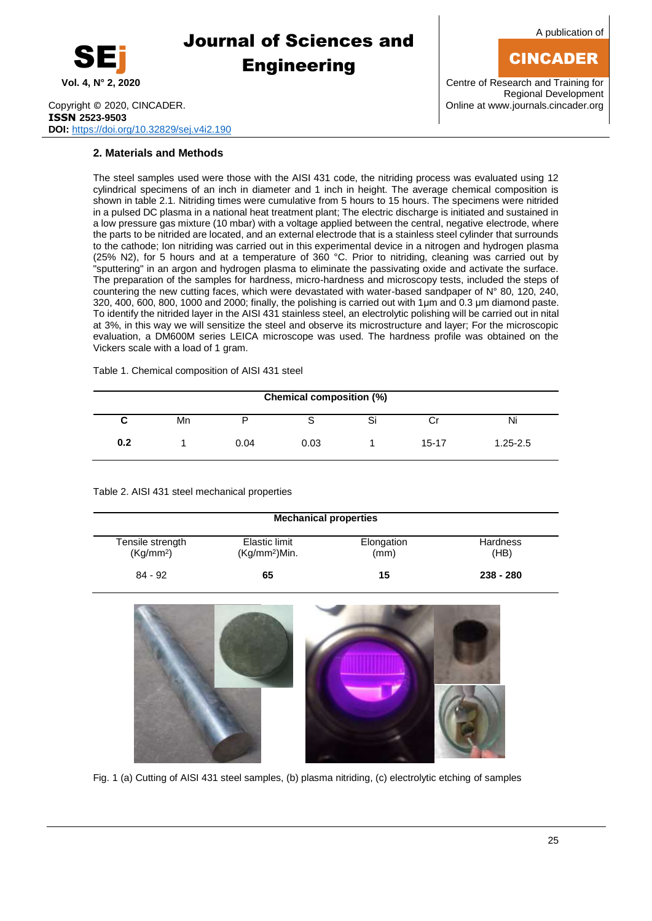## 2. Materials and Methods

The steel samples used were those with the AISI 431 code, the nitriding process was evaluated using 12 cylindrical specimens of an inch in diameter and 1 inch in height. The average chemical composition is shown in table 2.1. Nitriding times were cumulative from 5 hours to 15 hours. The specimens were nitrided in a pulsed DC plasma in a national heat treatment plant; The electric discharge is initiated and sustained in a low pressure gas mixture (10 mbar) with a voltage applied between the central, negative electrode, where the parts to be nitrided are located, and an external electrode that is a stainless steel cylinder that surrounds to the cathode; Ion nitriding was carried out in this experimental device in a nitrogen and hydrogen plasma (25% $N_2$), for 5 hours and at a temperature of 360 °C. Prior to nitriding, cleaning was carried out by "sputtering" in an argon and hydrogen plasma to eliminate the passivating oxide and activate the surface. The preparation of the samples for hardness, micro-hardness and microscopy tests, included the steps of countering the new cutting faces, which were devastated with water-based sandpaper of N° 80, 120, 240, 320, 400, 600, 800, 1000 and 2000; finally, the polishing is carried out with 1μm and 0.3 μm diamond paste. To identify the nitrided layer in the AISI 431 stainless steel, an electrolytic polishing will be carried out in nital at 3%, in this way we will sensitize the steel and observe its microstructure and layer; For the microscopic evaluation, a DM600M series LEICA microscope was used. The hardness profile was obtained on the Vickers scale with a load of 1 gram.

Table 1. Chemical composition of AISI 431 steel

| Chemical composition (%) | | | | | | |
|---|---|---|---|---|---|---|
| **C** | Mn | P | S | Si | Cr | Ni |
| **0.2** | 1 | 0.04 | 0.03 | 1 | 15-17 | 1.25-2.5 |

Table 2. AISI 431 steel mechanical properties

| Mechanical properties | | | |
|---|---|---|---|
| Tensile strength ($Kg/mm^2$) | Elastic limit ($Kg/mm^2$)Min. | Elongation (mm) | Hardness (HB) |
| 84 - 92 | **65** | **15** | **238 - 280** |

Fig. 1 (a) Cutting of AISI 431 steel samples, (b) plasma nitriding, (c) electrolytic etching of samples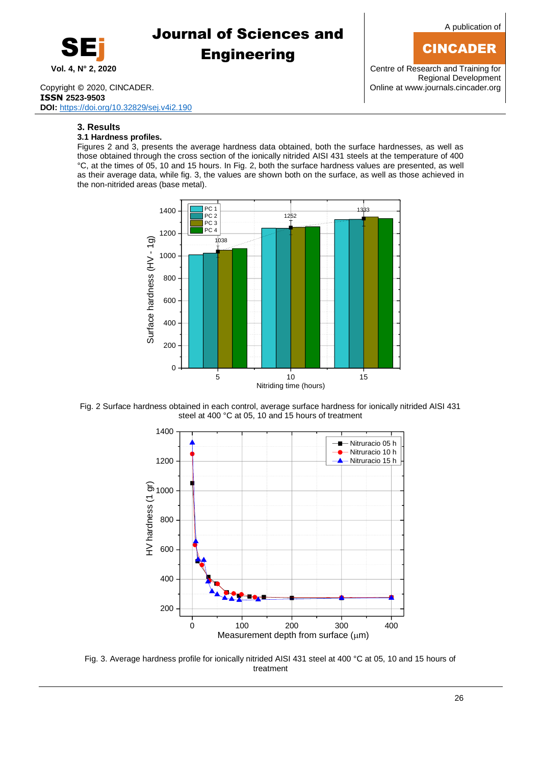## 3. Results

### 3.1 Hardness profiles.

Figures 2 and 3, presents the average hardness data obtained, both the surface hardnesses, as well as those obtained through the cross section of the ionically nitrided AISI 431 steels at the temperature of 400 °C, at the times of 05, 10 and 15 hours. In Fig. 2, both the surface hardness values are presented, as well as their average data, while fig. 3, the values are shown both on the surface, as well as those achieved in the non-nitrided areas (base metal).

Fig. 2 Surface hardness obtained in each control, average surface hardness for ionically nitrided AISI 431 steel at 400 °C at 05, 10 and 15 hours of treatment

Fig. 3. Average hardness profile for ionically nitrided AISI 431 steel at 400 °C at 05, 10 and 15 hours of treatment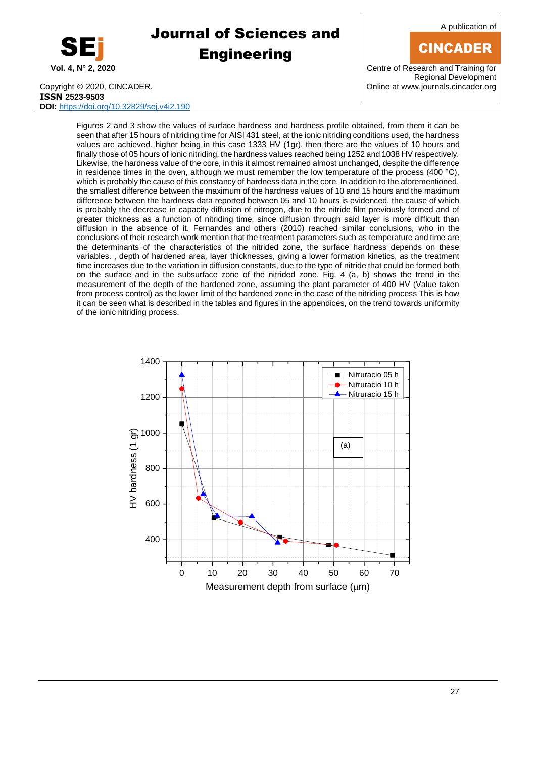Figures 2 and 3 show the values of surface hardness and hardness profile obtained, from them it can be seen that after 15 hours of nitriding time for AISI 431 steel, at the ionic nitriding conditions used, the hardness values are achieved. higher being in this case 1333 HV (1gr), then there are the values of 10 hours and finally those of 05 hours of ionic nitriding, the hardness values reached being 1252 and 1038 HV respectively. Likewise, the hardness value of the core, in this it almost remained almost unchanged, despite the difference in residence times in the oven, although we must remember the low temperature of the process (400 °C), which is probably the cause of this constancy of hardness data in the core. In addition to the aforementioned, the smallest difference between the maximum of the hardness values of 10 and 15 hours and the maximum difference between the hardness data reported between 05 and 10 hours is evidenced, the cause of which is probably the decrease in capacity diffusion of nitrogen, due to the nitride film previously formed and of greater thickness as a function of nitriding time, since diffusion through said layer is more difficult than diffusion in the absence of it. Fernandes and others (2010) reached similar conclusions, who in the conclusions of their research work mention that the treatment parameters such as temperature and time are the determinants of the characteristics of the nitrided zone, the surface hardness depends on these variables. , depth of hardened area, layer thicknesses, giving a lower formation kinetics, as the treatment time increases due to the variation in diffusion constants, due to the type of nitride that could be formed both on the surface and in the subsurface zone of the nitrided zone. Fig. 4 (a, b) shows the trend in the measurement of the depth of the hardened zone, assuming the plant parameter of 400 HV (Value taken from process control) as the lower limit of the hardened zone in the case of the nitriding process This is how it can be seen what is described in the tables and figures in the appendices, on the trend towards uniformity of the ionic nitriding process.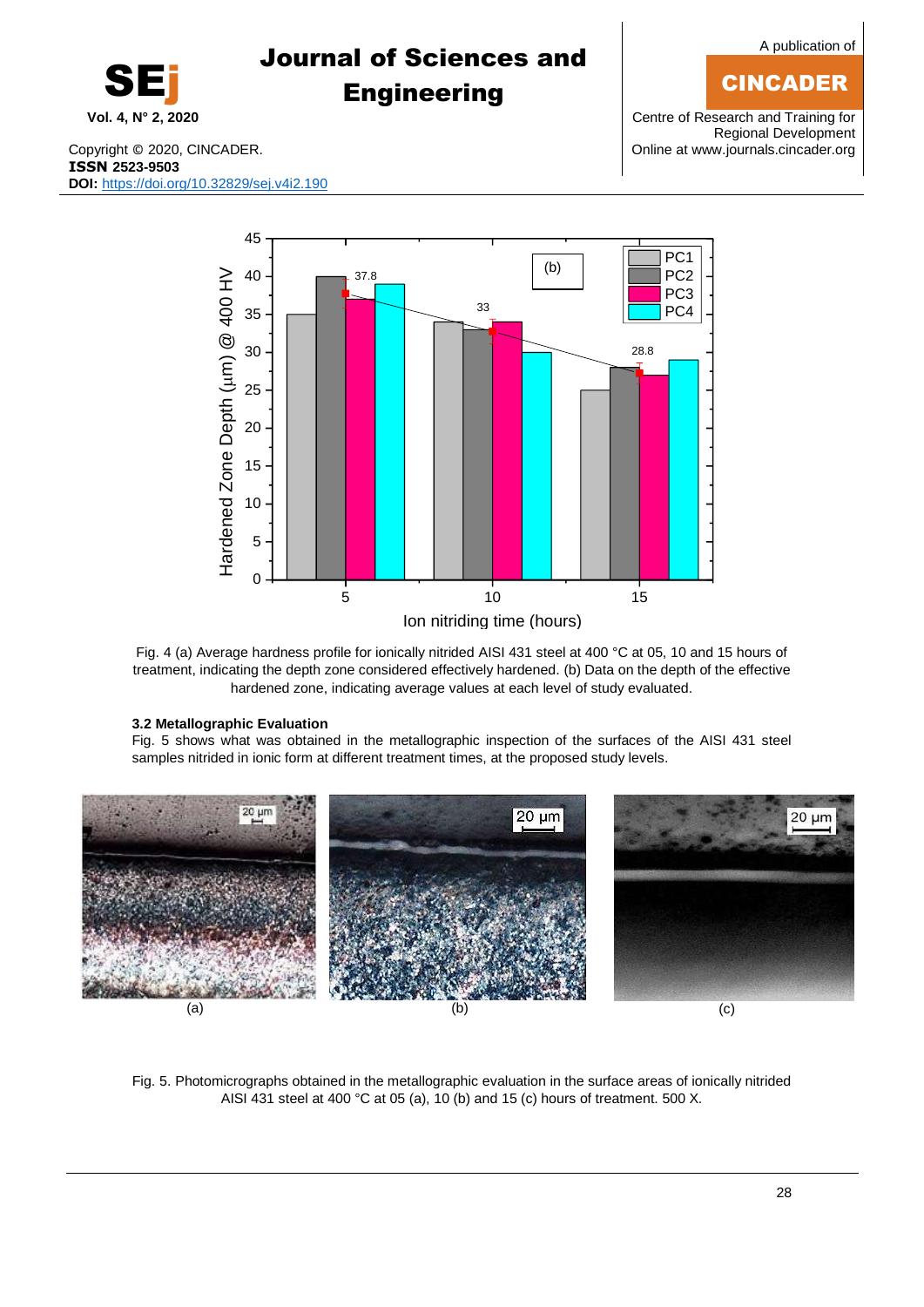Fig. 4 (a) Average hardness profile for ionically nitrided AISI 431 steel at 400 °C at 05, 10 and 15 hours of treatment, indicating the depth zone considered effectively hardened. (b) Data on the depth of the effective hardened zone, indicating average values at each level of study evaluated.

### 3.2 Metallographic Evaluation

Fig. 5 shows what was obtained in the metallographic inspection of the surfaces of the AISI 431 steel samples nitrided in ionic form at different treatment times, at the proposed study levels.

Fig. 5. Photomicrographs obtained in the metallographic evaluation in the surface areas of ionically nitrided AISI 431 steel at 400 °C at 05 (a), 10 (b) and 15 (c) hours of treatment. 500 X.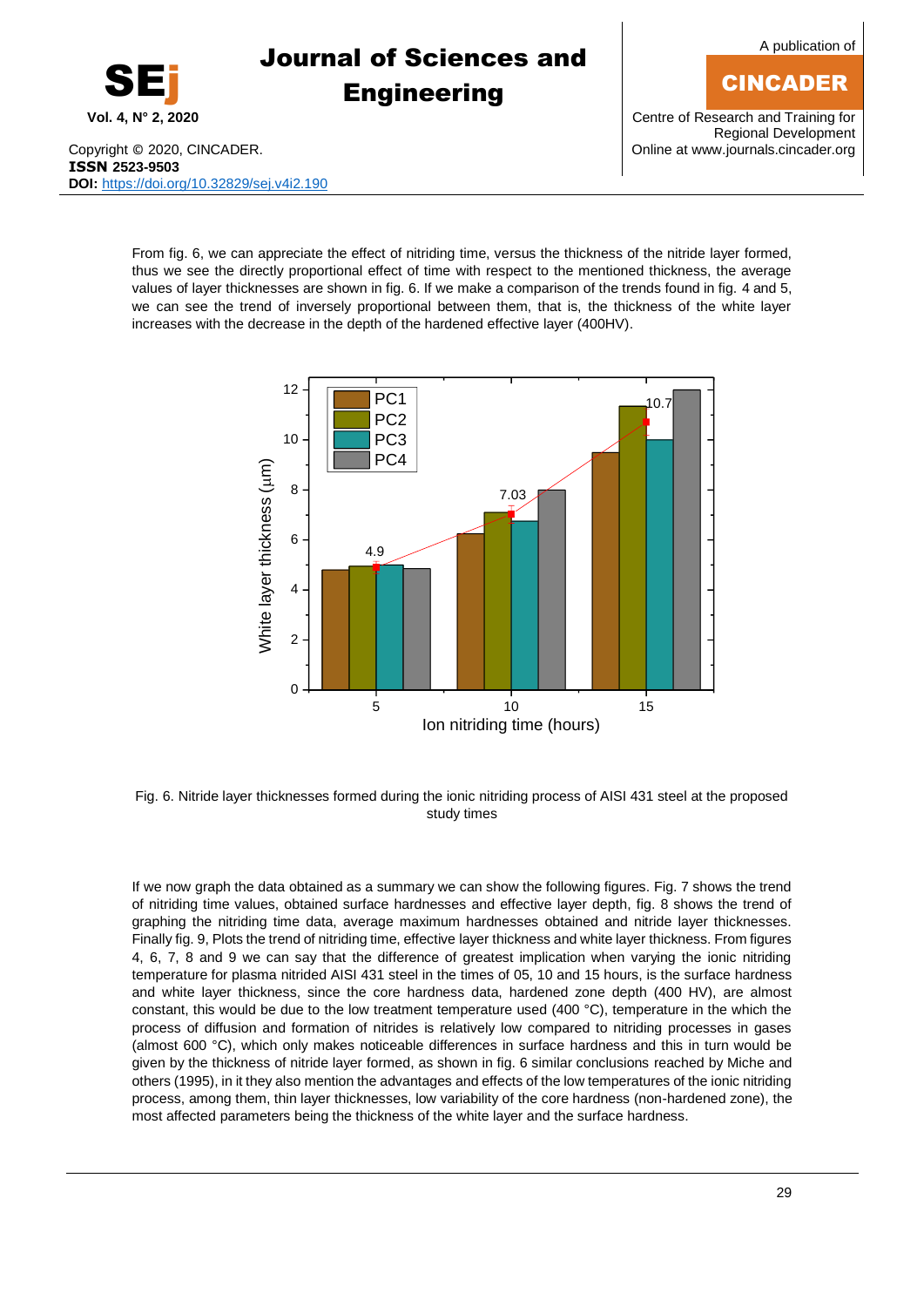From fig. 6, we can appreciate the effect of nitriding time, versus the thickness of the nitride layer formed, thus we see the directly proportional effect of time with respect to the mentioned thickness, the average values of layer thicknesses are shown in fig. 6. If we make a comparison of the trends found in fig. 4 and 5, we can see the trend of inversely proportional between them, that is, the thickness of the white layer increases with the decrease in the depth of the hardened effective layer (400HV).

Fig. 6. Nitride layer thicknesses formed during the ionic nitriding process of AISI 431 steel at the proposed study times

If we now graph the data obtained as a summary we can show the following figures. Fig. 7 shows the trend of nitriding time values, obtained surface hardnesses and effective layer depth, fig. 8 shows the trend of graphing the nitriding time data, average maximum hardnesses obtained and nitride layer thicknesses. Finally fig. 9, Plots the trend of nitriding time, effective layer thickness and white layer thickness. From figures 4, 6, 7, 8 and 9 we can say that the difference of greatest implication when varying the ionic nitriding temperature for plasma nitrided AISI 431 steel in the times of 05, 10 and 15 hours, is the surface hardness and white layer thickness, since the core hardness data, hardened zone depth (400 HV), are almost constant, this would be due to the low treatment temperature used (400 °C), temperature in the which the process of diffusion and formation of nitrides is relatively low compared to nitriding processes in gases (almost 600 °C), which only makes noticeable differences in surface hardness and this in turn would be given by the thickness of nitride layer formed, as shown in fig. 6 similar conclusions reached by Miche and others (1995), in it they also mention the advantages and effects of the low temperatures of the ionic nitriding process, among them, thin layer thicknesses, low variability of the core hardness (non-hardened zone), the most affected parameters being the thickness of the white layer and the surface hardness.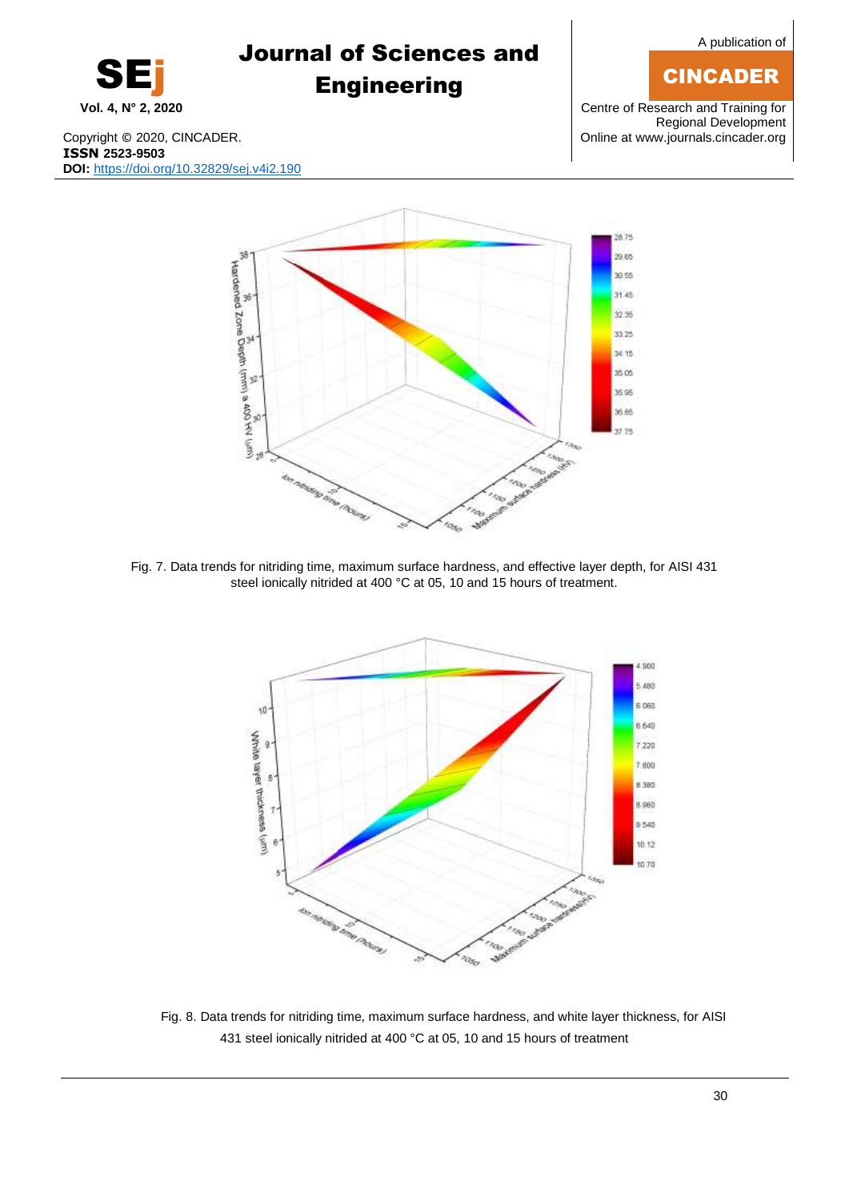Fig. 7. Data trends for nitriding time, maximum surface hardness, and effective layer depth, for AISI 431 steel ionically nitrided at 400 °C at 05, 10 and 15 hours of treatment.

Fig. 8. Data trends for nitriding time, maximum surface hardness, and white layer thickness, for AISI 431 steel ionically nitrided at 400 °C at 05, 10 and 15 hours of treatment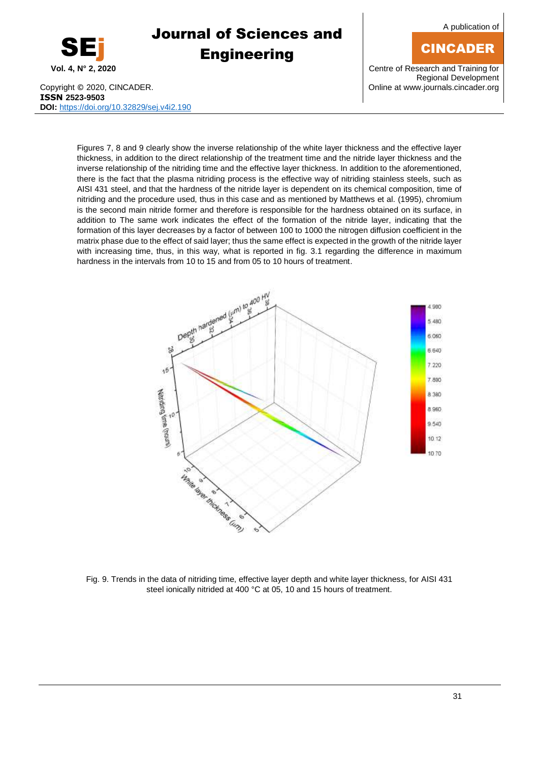Figures 7, 8 and 9 clearly show the inverse relationship of the white layer thickness and the effective layer thickness, in addition to the direct relationship of the treatment time and the nitride layer thickness and the inverse relationship of the nitriding time and the effective layer thickness. In addition to the aforementioned, there is the fact that the plasma nitriding process is the effective way of nitriding stainless steels, such as AISI 431 steel, and that the hardness of the nitride layer is dependent on its chemical composition, time of nitriding and the procedure used, thus in this case and as mentioned by Matthews et al. (1995), chromium is the second main nitride former and therefore is responsible for the hardness obtained on its surface, in addition to The same work indicates the effect of the formation of the nitride layer, indicating that the formation of this layer decreases by a factor of between 100 to 1000 the nitrogen diffusion coefficient in the matrix phase due to the effect of said layer; thus the same effect is expected in the growth of the nitride layer with increasing time, thus, in this way, what is reported in fig. 3.1 regarding the difference in maximum hardness in the intervals from 10 to 15 and from 05 to 10 hours of treatment.

Fig. 9. Trends in the data of nitriding time, effective layer depth and white layer thickness, for AISI 431 steel ionically nitrided at 400 °C at 05, 10 and 15 hours of treatment.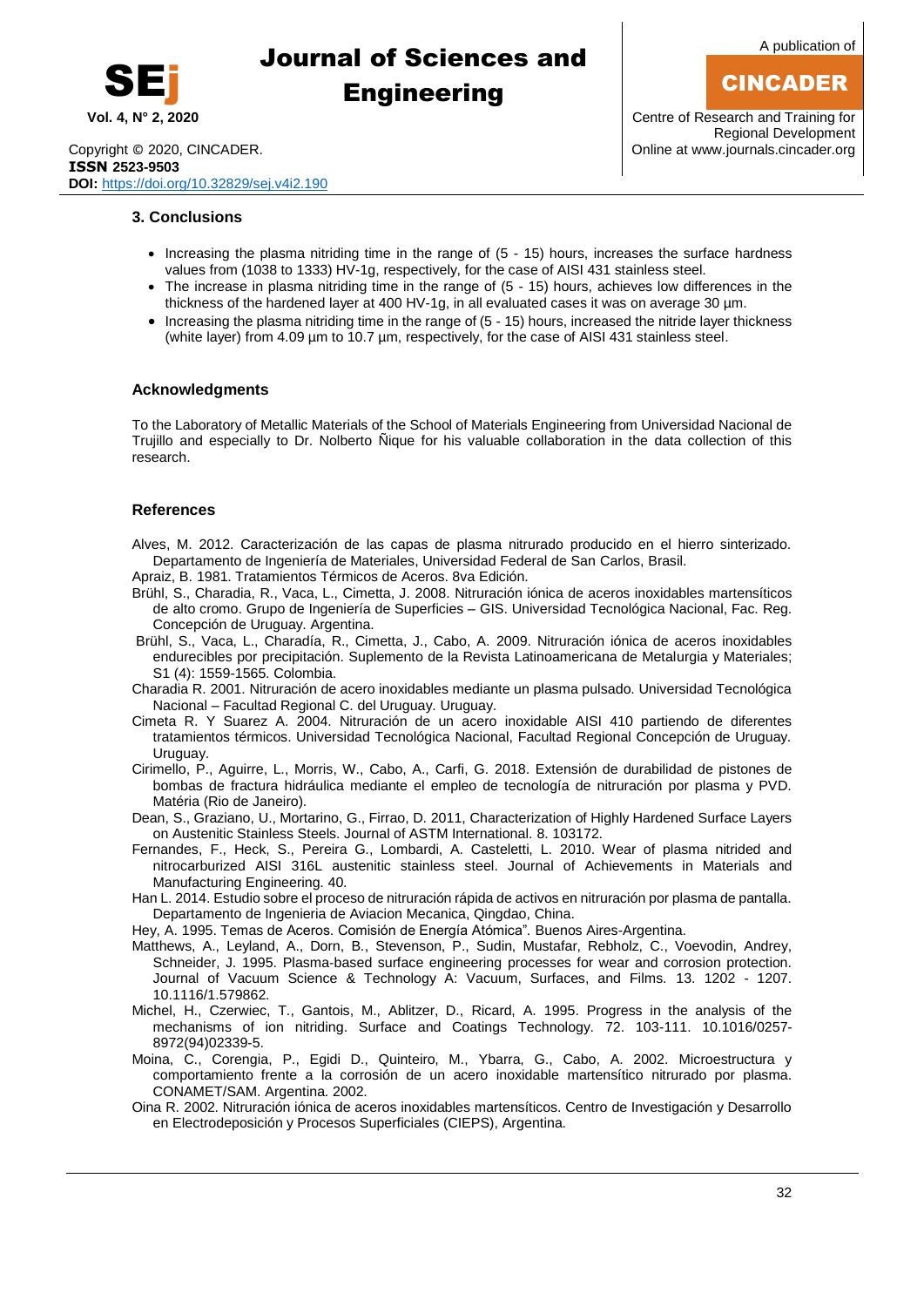## 3. Conclusions

- Increasing the plasma nitriding time in the range of (5 - 15) hours, increases the surface hardness values from (1038 to 1333) HV-1g, respectively, for the case of AISI 431 stainless steel.
- The increase in plasma nitriding time in the range of (5 - 15) hours, achieves low differences in the thickness of the hardened layer at 400 HV-1g, in all evaluated cases it was on average 30 µm.
- Increasing the plasma nitriding time in the range of (5 - 15) hours, increased the nitride layer thickness (white layer) from 4.09 µm to 10.7 µm, respectively, for the case of AISI 431 stainless steel.

## Acknowledgments

To the Laboratory of Metallic Materials of the School of Materials Engineering from Universidad Nacional de Trujillo and especially to Dr. Nolberto Ñique for his valuable collaboration in the data collection of this research.

## References

Alves, M. 2012. Caracterización de las capas de plasma nitrurado producido en el hierro sinterizado. Departamento de Ingeniería de Materiales, Universidad Federal de San Carlos, Brasil.

Apraiz, B. 1981. Tratamientos Térmicos de Aceros. 8va Edición.

Brühl, S., Charadia, R., Vaca, L., Cimetta, J. 2008. Nitruración iónica de aceros inoxidables martensíticos de alto cromo. Grupo de Ingeniería de Superficies – GIS. Universidad Tecnológica Nacional, Fac. Reg. Concepción de Uruguay. Argentina.

Brühl, S., Vaca, L., Charadía, R., Cimetta, J., Cabo, A. 2009. Nitruración iónica de aceros inoxidables endurecibles por precipitación. Suplemento de la Revista Latinoamericana de Metalurgia y Materiales; S1 (4): 1559-1565. Colombia.

Charadia R. 2001. Nitruración de acero inoxidables mediante un plasma pulsado. Universidad Tecnológica Nacional – Facultad Regional C. del Uruguay. Uruguay.

Cimeta R. Y Suarez A. 2004. Nitruración de un acero inoxidable AISI 410 partiendo de diferentes tratamientos térmicos. Universidad Tecnológica Nacional, Facultad Regional Concepción de Uruguay. Uruguay.

Cirimello, P., Aguirre, L., Morris, W., Cabo, A., Carfi, G. 2018. Extensión de durabilidad de pistones de bombas de fractura hidráulica mediante el empleo de tecnología de nitruración por plasma y PVD. Matéria (Rio de Janeiro).

Dean, S., Graziano, U., Mortarino, G., Firrao, D. 2011, Characterization of Highly Hardened Surface Layers on Austenitic Stainless Steels. Journal of ASTM International. 8. 103172.

Fernandes, F., Heck, S., Pereira G., Lombardi, A. Casteletti, L. 2010. Wear of plasma nitrided and nitrocarburized AISI 316L austenitic stainless steel. Journal of Achievements in Materials and Manufacturing Engineering. 40.

Han L. 2014. Estudio sobre el proceso de nitruración rápida de activos en nitruración por plasma de pantalla. Departamento de Ingenieria de Aviacion Mecanica, Qingdao, China.

Hey, A. 1995. Temas de Aceros. Comisión de Energía Atómica". Buenos Aires-Argentina.

Matthews, A., Leyland, A., Dorn, B., Stevenson, P., Sudin, Mustafar, Rebholz, C., Voevodin, Andrey, Schneider, J. 1995. Plasma-based surface engineering processes for wear and corrosion protection. Journal of Vacuum Science & Technology A: Vacuum, Surfaces, and Films. 13. 1202 - 1207. 10.1116/1.579862.

Michel, H., Czerwiec, T., Gantois, M., Ablitzer, D., Ricard, A. 1995. Progress in the analysis of the mechanisms of ion nitriding. Surface and Coatings Technology. 72. 103-111. 10.1016/0257-8972(94)02339-5.

Moina, C., Corengia, P., Egidi D., Quinteiro, M., Ybarra, G., Cabo, A. 2002. Microestructura y comportamiento frente a la corrosión de un acero inoxidable martensítico nitrurado por plasma. CONAMET/SAM. Argentina. 2002.

Oina R. 2002. Nitruración iónica de aceros inoxidables martensíticos. Centro de Investigación y Desarrollo en Electrodeposición y Procesos Superficiales (CIEPS), Argentina.